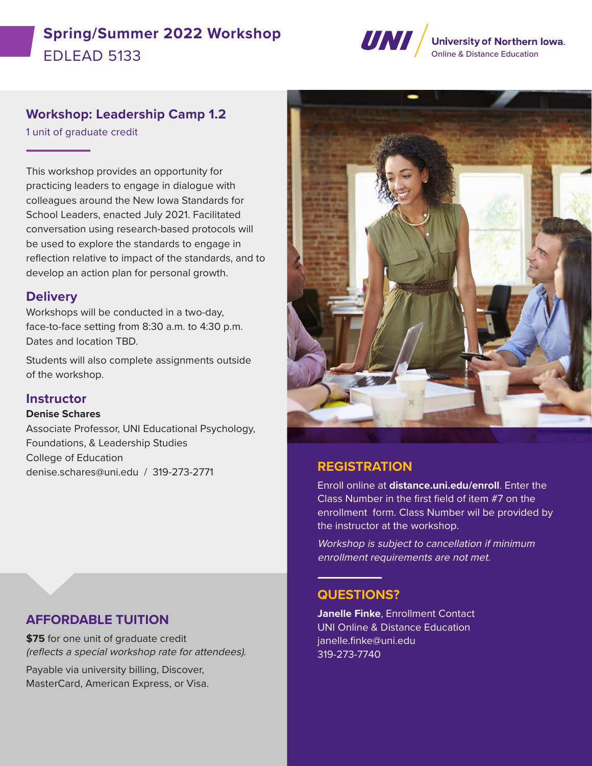# Spring/Summer 2022 Workshop

EDLEAD 5133

University of Northern Iowa.
Online & Distance Education

## Workshop: Leadership Camp 1.2

1 unit of graduate credit

This workshop provides an opportunity for practicing leaders to engage in dialogue with colleagues around the New Iowa Standards for School Leaders, enacted July 2021. Facilitated conversation using research-based protocols will be used to explore the standards to engage in reflection relative to impact of the standards, and to develop an action plan for personal growth.

## Delivery

Workshops will be conducted in a two-day, face-to-face setting from 8:30 a.m. to 4:30 p.m. Dates and location TBD.

Students will also complete assignments outside of the workshop.

## Instructor

**Denise Schares**

Associate Professor, UNI Educational Psychology, Foundations, & Leadership Studies
College of Education
denise.schares@uni.edu / 319-273-2771

## AFFORDABLE TUITION

**$75** for one unit of graduate credit
*(reflects a special workshop rate for attendees).*

Payable via university billing, Discover, MasterCard, American Express, or Visa.

## REGISTRATION

Enroll online at **distance.uni.edu/enroll**. Enter the Class Number in the first field of item #7 on the enrollment form. Class Number wil be provided by the instructor at the workshop.

*Workshop is subject to cancellation if minimum enrollment requirements are not met.*

## QUESTIONS?

**Janelle Finke**, Enrollment Contact
UNI Online & Distance Education
janelle.finke@uni.edu
319-273-7740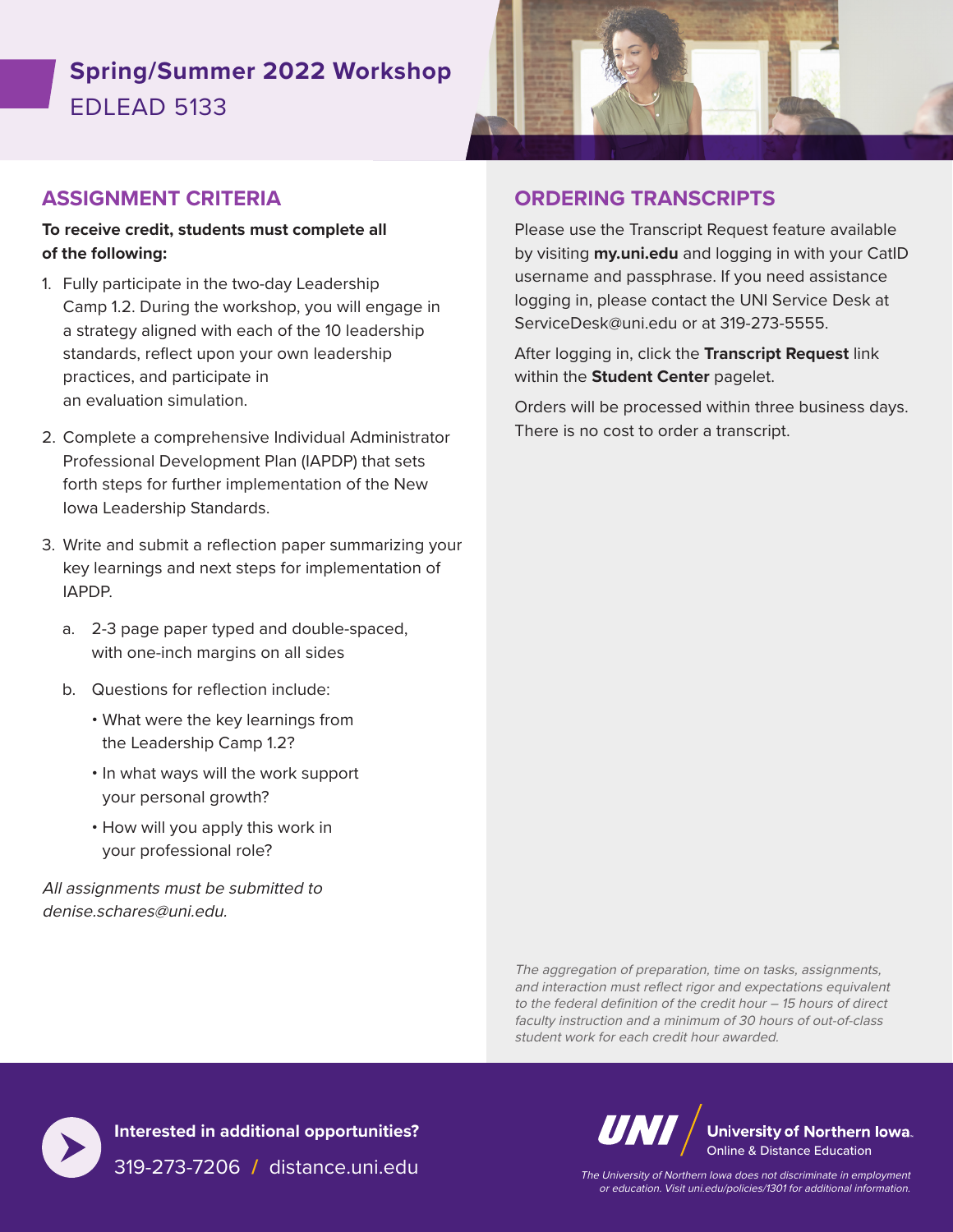## Spring/Summer 2022 Workshop

EDLEAD 5133

## ASSIGNMENT CRITERIA

**To receive credit, students must complete all of the following:**

1. Fully participate in the two-day Leadership Camp 1.2. During the workshop, you will engage in a strategy aligned with each of the 10 leadership standards, reflect upon your own leadership practices, and participate in an evaluation simulation.
2. Complete a comprehensive Individual Administrator Professional Development Plan (IAPDP) that sets forth steps for further implementation of the New Iowa Leadership Standards.
3. Write and submit a reflection paper summarizing your key learnings and next steps for implementation of IAPDP.
   a. 2-3 page paper typed and double-spaced, with one-inch margins on all sides
   b. Questions for reflection include:
      - What were the key learnings from the Leadership Camp 1.2?
      - In what ways will the work support your personal growth?
      - How will you apply this work in your professional role?

*All assignments must be submitted to denise.schares@uni.edu.*

## ORDERING TRANSCRIPTS

Please use the Transcript Request feature available by visiting **my.uni.edu** and logging in with your CatID username and passphrase. If you need assistance logging in, please contact the UNI Service Desk at ServiceDesk@uni.edu or at 319-273-5555.

After logging in, click the **Transcript Request** link within the **Student Center** pagelet.

Orders will be processed within three business days. There is no cost to order a transcript.

*The aggregation of preparation, time on tasks, assignments, and interaction must reflect rigor and expectations equivalent to the federal definition of the credit hour – 15 hours of direct faculty instruction and a minimum of 30 hours of out-of-class student work for each credit hour awarded.*

**Interested in additional opportunities?**

319-273-7206 / distance.uni.edu

UNI University of Northern Iowa. Online & Distance Education

*The University of Northern Iowa does not discriminate in employment or education. Visit uni.edu/policies/1301 for additional information.*